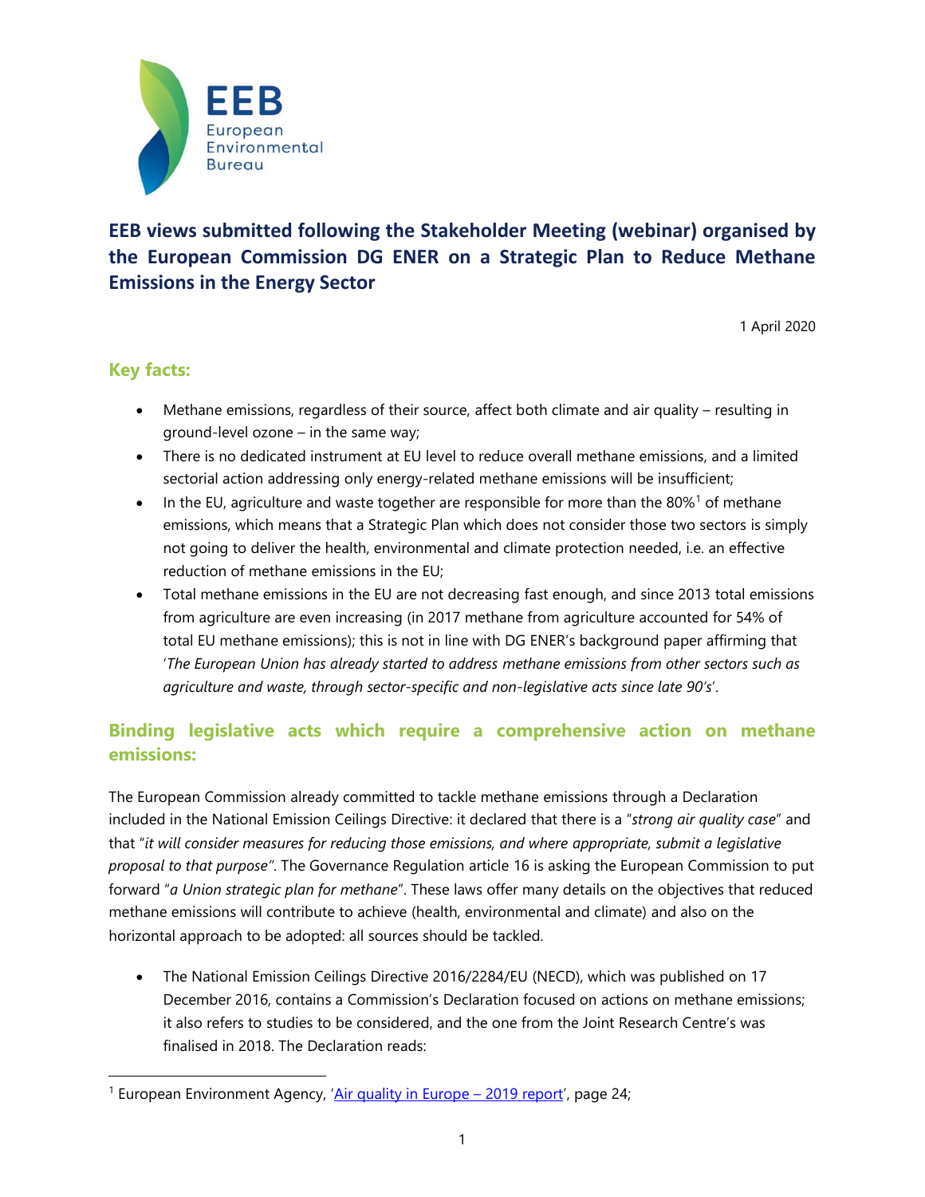EEB
European
Environmental
Bureau

# EEB views submitted following the Stakeholder Meeting (webinar) organised by the European Commission DG ENER on a Strategic Plan to Reduce Methane Emissions in the Energy Sector

1 April 2020

## Key facts:

- Methane emissions, regardless of their source, affect both climate and air quality – resulting in ground-level ozone – in the same way;
- There is no dedicated instrument at EU level to reduce overall methane emissions, and a limited sectorial action addressing only energy-related methane emissions will be insufficient;
- In the EU, agriculture and waste together are responsible for more than the 80%[1] of methane emissions, which means that a Strategic Plan which does not consider those two sectors is simply not going to deliver the health, environmental and climate protection needed, i.e. an effective reduction of methane emissions in the EU;
- Total methane emissions in the EU are not decreasing fast enough, and since 2013 total emissions from agriculture are even increasing (in 2017 methane from agriculture accounted for 54% of total EU methane emissions); this is not in line with DG ENER's background paper affirming that '*The European Union has already started to address methane emissions from other sectors such as agriculture and waste, through sector-specific and non-legislative acts since late 90's*'.

## Binding legislative acts which require a comprehensive action on methane emissions:

The European Commission already committed to tackle methane emissions through a Declaration included in the National Emission Ceilings Directive: it declared that there is a "*strong air quality case*" and that "*it will consider measures for reducing those emissions, and where appropriate, submit a legislative proposal to that purpose*". The Governance Regulation article 16 is asking the European Commission to put forward "*a Union strategic plan for methane*". These laws offer many details on the objectives that reduced methane emissions will contribute to achieve (health, environmental and climate) and also on the horizontal approach to be adopted: all sources should be tackled.

- The National Emission Ceilings Directive 2016/2284/EU (NECD), which was published on 17 December 2016, contains a Commission's Declaration focused on actions on methane emissions; it also refers to studies to be considered, and the one from the Joint Research Centre's was finalised in 2018. The Declaration reads:

[1] European Environment Agency, 'Air quality in Europe – 2019 report', page 24;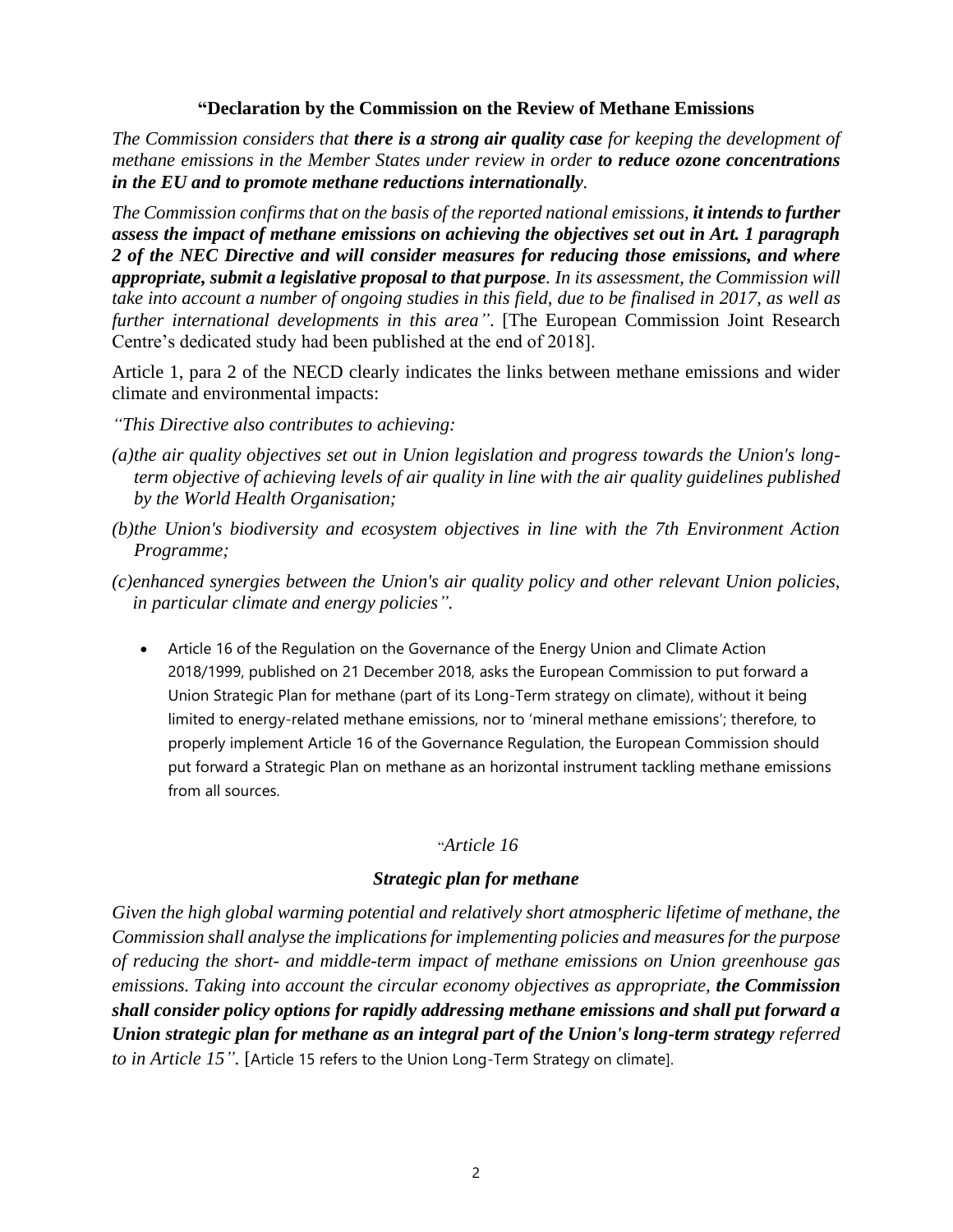**"Declaration by the Commission on the Review of Methane Emissions**

*The Commission considers that **there is a strong air quality case** for keeping the development of methane emissions in the Member States under review in order **to reduce ozone concentrations in the EU and to promote methane reductions internationally**.*

*The Commission confirms that on the basis of the reported national emissions, **it intends to further assess the impact of methane emissions on achieving the objectives set out in Art. 1 paragraph 2 of the NEC Directive and will consider measures for reducing those emissions, and where appropriate, submit a legislative proposal to that purpose**. In its assessment, the Commission will take into account a number of ongoing studies in this field, due to be finalised in 2017, as well as further international developments in this area".* [The European Commission Joint Research Centre's dedicated study had been published at the end of 2018].

Article 1, para 2 of the NECD clearly indicates the links between methane emissions and wider climate and environmental impacts:

*"This Directive also contributes to achieving:*

*(a)the air quality objectives set out in Union legislation and progress towards the Union's long-term objective of achieving levels of air quality in line with the air quality guidelines published by the World Health Organisation;*

*(b)the Union's biodiversity and ecosystem objectives in line with the 7th Environment Action Programme;*

*(c)enhanced synergies between the Union's air quality policy and other relevant Union policies, in particular climate and energy policies".*

- Article 16 of the Regulation on the Governance of the Energy Union and Climate Action 2018/1999, published on 21 December 2018, asks the European Commission to put forward a Union Strategic Plan for methane (part of its Long-Term strategy on climate), without it being limited to energy-related methane emissions, nor to 'mineral methane emissions'; therefore, to properly implement Article 16 of the Governance Regulation, the European Commission should put forward a Strategic Plan on methane as an horizontal instrument tackling methane emissions from all sources.

"*Article 16*

***Strategic plan for methane***

*Given the high global warming potential and relatively short atmospheric lifetime of methane, the Commission shall analyse the implications for implementing policies and measures for the purpose of reducing the short- and middle-term impact of methane emissions on Union greenhouse gas emissions. Taking into account the circular economy objectives as appropriate, **the Commission shall consider policy options for rapidly addressing methane emissions and shall put forward a Union strategic plan for methane as an integral part of the Union's long-term strategy** referred to in Article 15".* [Article 15 refers to the Union Long-Term Strategy on climate].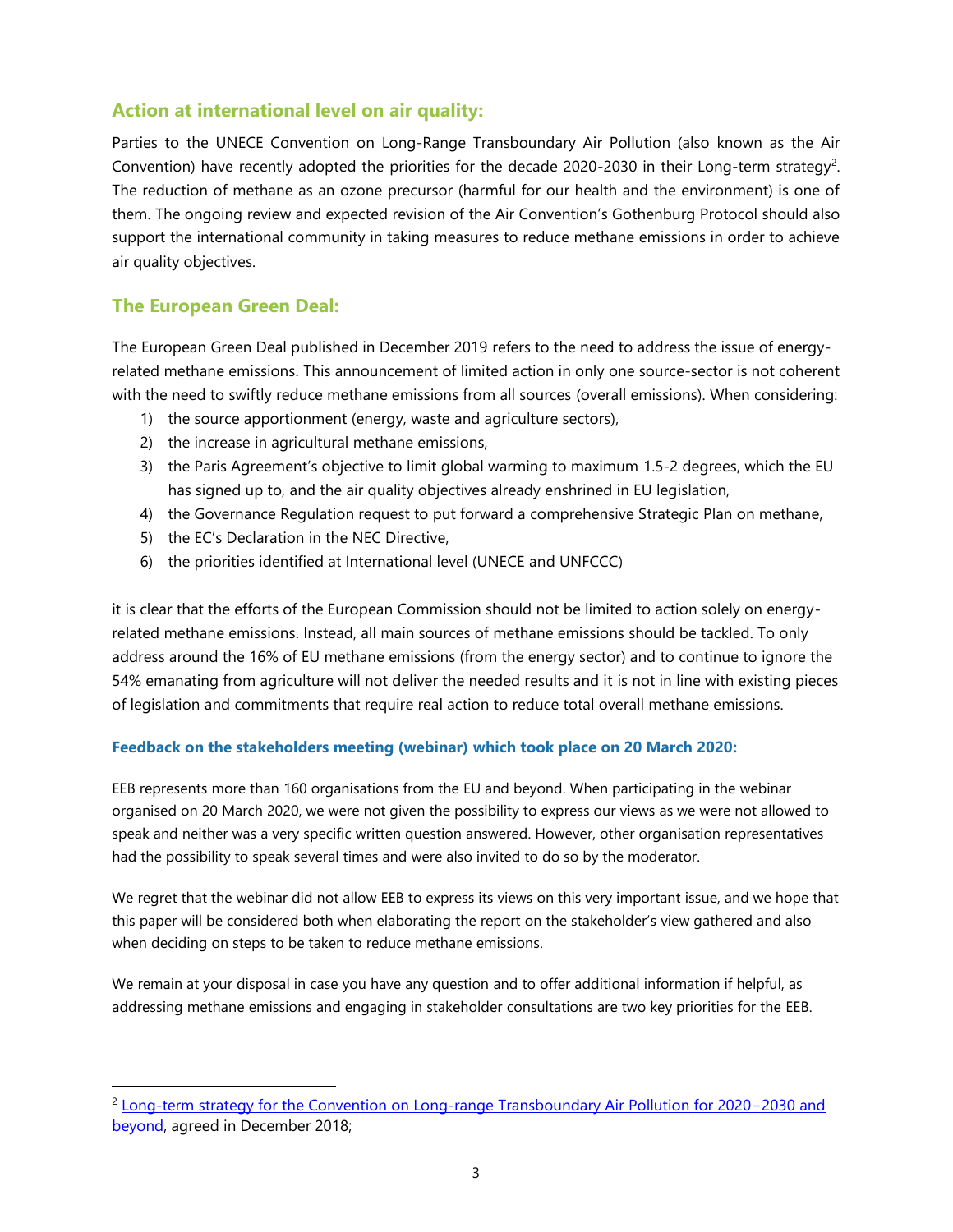## Action at international level on air quality:

Parties to the UNECE Convention on Long-Range Transboundary Air Pollution (also known as the Air Convention) have recently adopted the priorities for the decade 2020-2030 in their Long-term strategy[2]. The reduction of methane as an ozone precursor (harmful for our health and the environment) is one of them. The ongoing review and expected revision of the Air Convention's Gothenburg Protocol should also support the international community in taking measures to reduce methane emissions in order to achieve air quality objectives.

## The European Green Deal:

The European Green Deal published in December 2019 refers to the need to address the issue of energy-related methane emissions. This announcement of limited action in only one source-sector is not coherent with the need to swiftly reduce methane emissions from all sources (overall emissions). When considering:

1) the source apportionment (energy, waste and agriculture sectors),
2) the increase in agricultural methane emissions,
3) the Paris Agreement's objective to limit global warming to maximum 1.5-2 degrees, which the EU has signed up to, and the air quality objectives already enshrined in EU legislation,
4) the Governance Regulation request to put forward a comprehensive Strategic Plan on methane,
5) the EC's Declaration in the NEC Directive,
6) the priorities identified at International level (UNECE and UNFCCC)

it is clear that the efforts of the European Commission should not be limited to action solely on energy-related methane emissions. Instead, all main sources of methane emissions should be tackled. To only address around the 16% of EU methane emissions (from the energy sector) and to continue to ignore the 54% emanating from agriculture will not deliver the needed results and it is not in line with existing pieces of legislation and commitments that require real action to reduce total overall methane emissions.

### Feedback on the stakeholders meeting (webinar) which took place on 20 March 2020:

EEB represents more than 160 organisations from the EU and beyond. When participating in the webinar organised on 20 March 2020, we were not given the possibility to express our views as we were not allowed to speak and neither was a very specific written question answered. However, other organisation representatives had the possibility to speak several times and were also invited to do so by the moderator.

We regret that the webinar did not allow EEB to express its views on this very important issue, and we hope that this paper will be considered both when elaborating the report on the stakeholder's view gathered and also when deciding on steps to be taken to reduce methane emissions.

We remain at your disposal in case you have any question and to offer additional information if helpful, as addressing methane emissions and engaging in stakeholder consultations are two key priorities for the EEB.

---

[2] Long-term strategy for the Convention on Long-range Transboundary Air Pollution for 2020–2030 and beyond, agreed in December 2018;